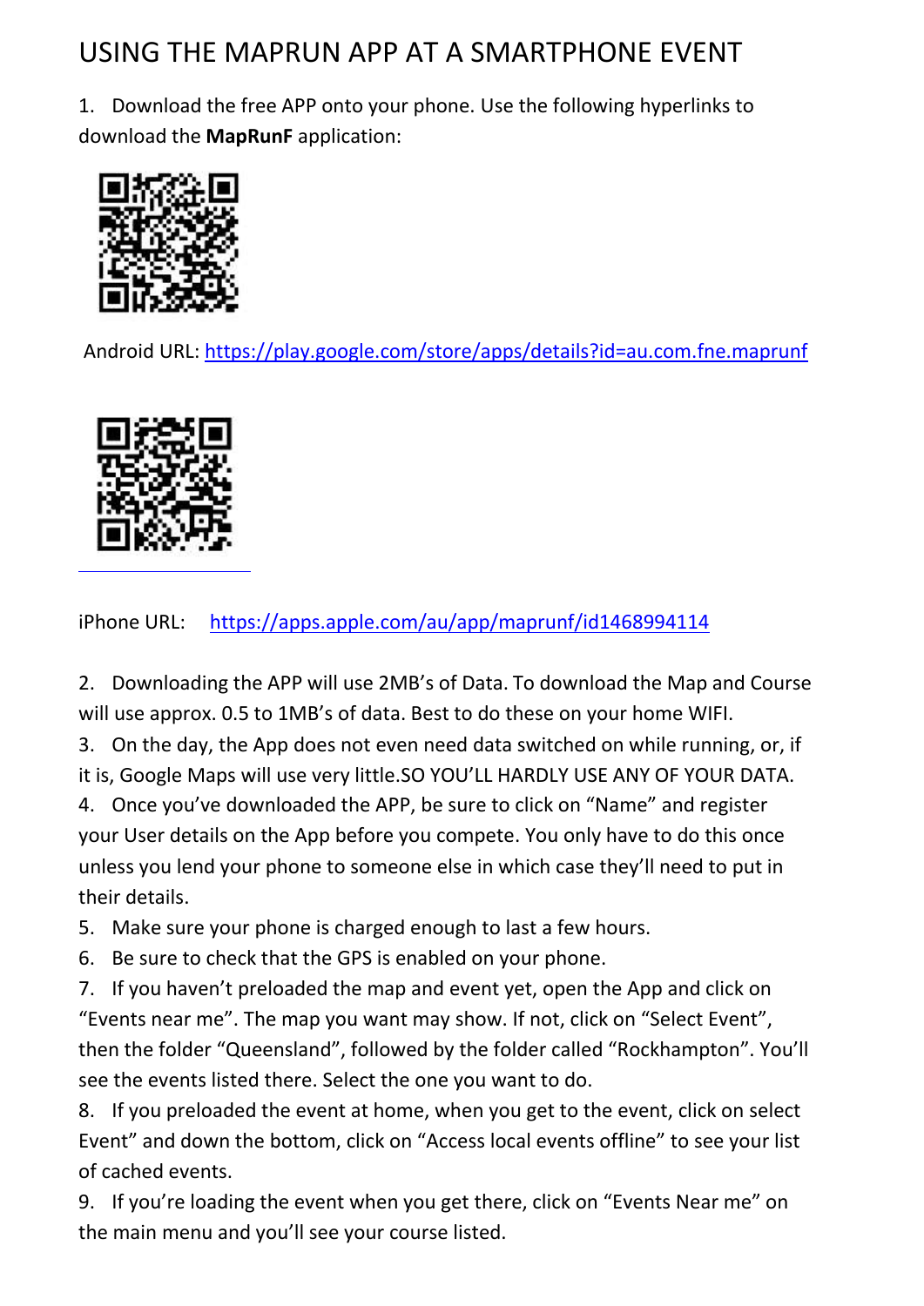# USING THE MAPRUN APP AT A SMARTPHONE EVENT

1. Download the free APP onto your phone. Use the following hyperlinks to download the **MapRunF** application:

Android URL: https://play.google.com/store/apps/details?id=au.com.fne.maprunf

iPhone URL: https://apps.apple.com/au/app/maprunf/id1468994114

2. Downloading the APP will use 2MB's of Data. To download the Map and Course will use approx. 0.5 to 1MB's of data. Best to do these on your home WIFI.
3. On the day, the App does not even need data switched on while running, or, if it is, Google Maps will use very little.SO YOU'LL HARDLY USE ANY OF YOUR DATA.
4. Once you've downloaded the APP, be sure to click on "Name" and register your User details on the App before you compete. You only have to do this once unless you lend your phone to someone else in which case they'll need to put in their details.
5. Make sure your phone is charged enough to last a few hours.
6. Be sure to check that the GPS is enabled on your phone.
7. If you haven't preloaded the map and event yet, open the App and click on "Events near me". The map you want may show. If not, click on "Select Event", then the folder "Queensland", followed by the folder called "Rockhampton". You'll see the events listed there. Select the one you want to do.
8. If you preloaded the event at home, when you get to the event, click on select Event" and down the bottom, click on "Access local events offline" to see your list of cached events.
9. If you're loading the event when you get there, click on "Events Near me" on the main menu and you'll see your course listed.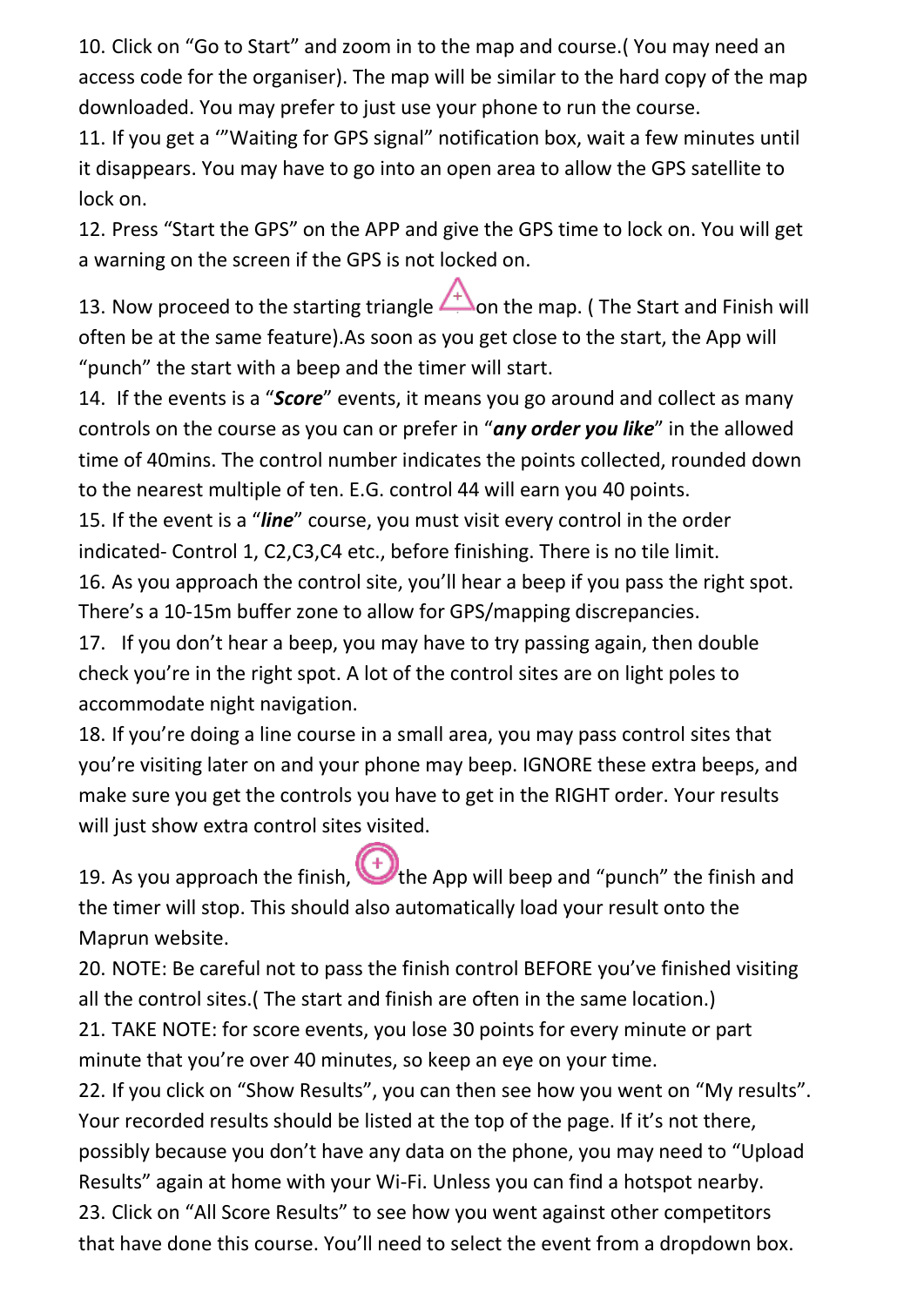10. Click on “Go to Start” and zoom in to the map and course.( You may need an access code for the organiser). The map will be similar to the hard copy of the map downloaded. You may prefer to just use your phone to run the course.

11. If you get a ‘”Waiting for GPS signal” notification box, wait a few minutes until it disappears. You may have to go into an open area to allow the GPS satellite to lock on.

12. Press “Start the GPS” on the APP and give the GPS time to lock on. You will get a warning on the screen if the GPS is not locked on.

13. Now proceed to the starting triangle on the map. ( The Start and Finish will often be at the same feature).As soon as you get close to the start, the App will “punch” the start with a beep and the timer will start.

14. If the events is a “***Score***” events, it means you go around and collect as many controls on the course as you can or prefer in “***any order you like***” in the allowed time of 40mins. The control number indicates the points collected, rounded down to the nearest multiple of ten. E.G. control 44 will earn you 40 points.

15. If the event is a “***line***” course, you must visit every control in the order indicated- Control 1, C2,C3,C4 etc., before finishing. There is no tile limit.

16. As you approach the control site, you’ll hear a beep if you pass the right spot. There’s a 10-15m buffer zone to allow for GPS/mapping discrepancies.

17. If you don’t hear a beep, you may have to try passing again, then double check you’re in the right spot. A lot of the control sites are on light poles to accommodate night navigation.

18. If you’re doing a line course in a small area, you may pass control sites that you’re visiting later on and your phone may beep. IGNORE these extra beeps, and make sure you get the controls you have to get in the RIGHT order. Your results will just show extra control sites visited.

19. As you approach the finish, the App will beep and “punch” the finish and the timer will stop. This should also automatically load your result onto the Maprun website.

20. NOTE: Be careful not to pass the finish control BEFORE you’ve finished visiting all the control sites.( The start and finish are often in the same location.)

21. TAKE NOTE: for score events, you lose 30 points for every minute or part minute that you’re over 40 minutes, so keep an eye on your time.

22. If you click on “Show Results”, you can then see how you went on “My results”. Your recorded results should be listed at the top of the page. If it’s not there, possibly because you don’t have any data on the phone, you may need to “Upload Results” again at home with your Wi-Fi. Unless you can find a hotspot nearby.

23. Click on “All Score Results” to see how you went against other competitors that have done this course. You’ll need to select the event from a dropdown box.